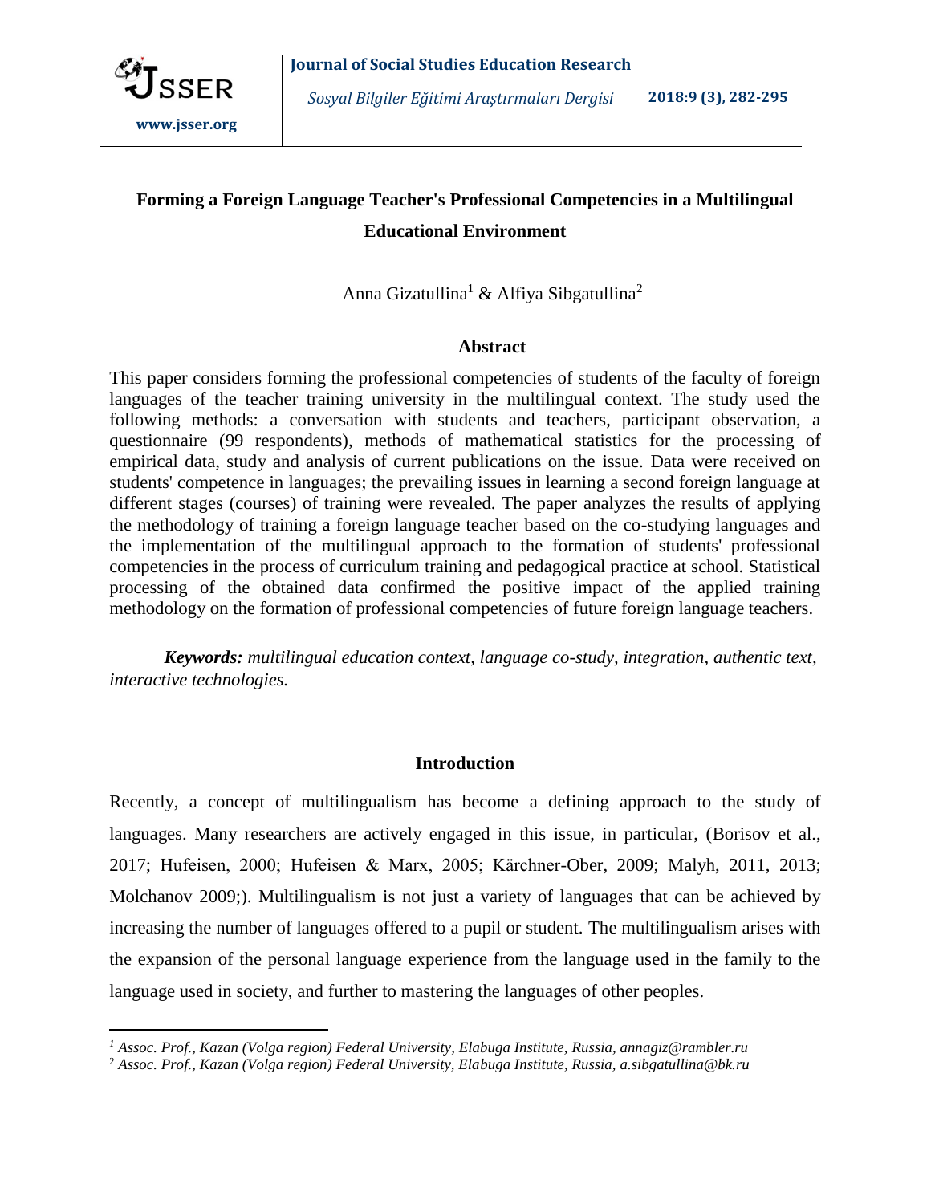# Forming a Foreign Language Teacher's Professional Competencies in a Multilingual Educational Environment

Anna Gizatullina[1] & Alfiya Sibgatullina[2]

## Abstract

This paper considers forming the professional competencies of students of the faculty of foreign languages of the teacher training university in the multilingual context. The study used the following methods: a conversation with students and teachers, participant observation, a questionnaire (99 respondents), methods of mathematical statistics for the processing of empirical data, study and analysis of current publications on the issue. Data were received on students' competence in languages; the prevailing issues in learning a second foreign language at different stages (courses) of training were revealed. The paper analyzes the results of applying the methodology of training a foreign language teacher based on the co-studying languages and the implementation of the multilingual approach to the formation of students' professional competencies in the process of curriculum training and pedagogical practice at school. Statistical processing of the obtained data confirmed the positive impact of the applied training methodology on the formation of professional competencies of future foreign language teachers.

***Keywords:*** *multilingual education context, language co-study, integration, authentic text, interactive technologies.*

## Introduction

Recently, a concept of multilingualism has become a defining approach to the study of languages. Many researchers are actively engaged in this issue, in particular, (Borisov et al., 2017; Hufeisen, 2000; Hufeisen & Marx, 2005; Kärchner-Ober, 2009; Malyh, 2011, 2013; Molchanov 2009;). Multilingualism is not just a variety of languages that can be achieved by increasing the number of languages offered to a pupil or student. The multilingualism arises with the expansion of the personal language experience from the language used in the family to the language used in society, and further to mastering the languages of other peoples.

---

[1] *Assoc. Prof., Kazan (Volga region) Federal University, Elabuga Institute, Russia, annagiz@rambler.ru*

[2] *Assoc. Prof., Kazan (Volga region) Federal University, Elabuga Institute, Russia, a.sibgatullina@bk.ru*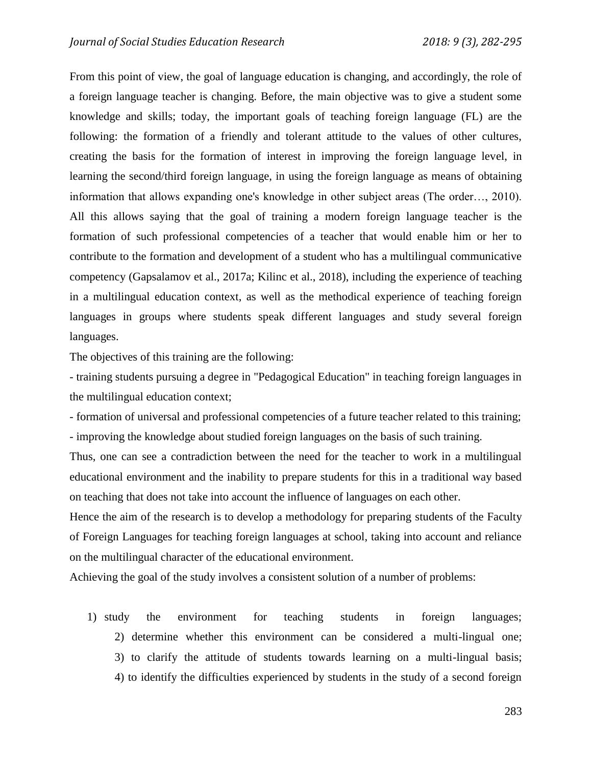From this point of view, the goal of language education is changing, and accordingly, the role of a foreign language teacher is changing. Before, the main objective was to give a student some knowledge and skills; today, the important goals of teaching foreign language (FL) are the following: the formation of a friendly and tolerant attitude to the values of other cultures, creating the basis for the formation of interest in improving the foreign language level, in learning the second/third foreign language, in using the foreign language as means of obtaining information that allows expanding one's knowledge in other subject areas (The order…, 2010). All this allows saying that the goal of training a modern foreign language teacher is the formation of such professional competencies of a teacher that would enable him or her to contribute to the formation and development of a student who has a multilingual communicative competency (Gapsalamov et al., 2017a; Kilinc et al., 2018), including the experience of teaching in a multilingual education context, as well as the methodical experience of teaching foreign languages in groups where students speak different languages and study several foreign languages.

The objectives of this training are the following:

- training students pursuing a degree in "Pedagogical Education" in teaching foreign languages in the multilingual education context;
- formation of universal and professional competencies of a future teacher related to this training;
- improving the knowledge about studied foreign languages on the basis of such training.

Thus, one can see a contradiction between the need for the teacher to work in a multilingual educational environment and the inability to prepare students for this in a traditional way based on teaching that does not take into account the influence of languages on each other.

Hence the aim of the research is to develop a methodology for preparing students of the Faculty of Foreign Languages for teaching foreign languages at school, taking into account and reliance on the multilingual character of the educational environment.

Achieving the goal of the study involves a consistent solution of a number of problems:

1) study the environment for teaching students in foreign languages;
2) determine whether this environment can be considered a multi-lingual one;
3) to clarify the attitude of students towards learning on a multi-lingual basis;
4) to identify the difficulties experienced by students in the study of a second foreign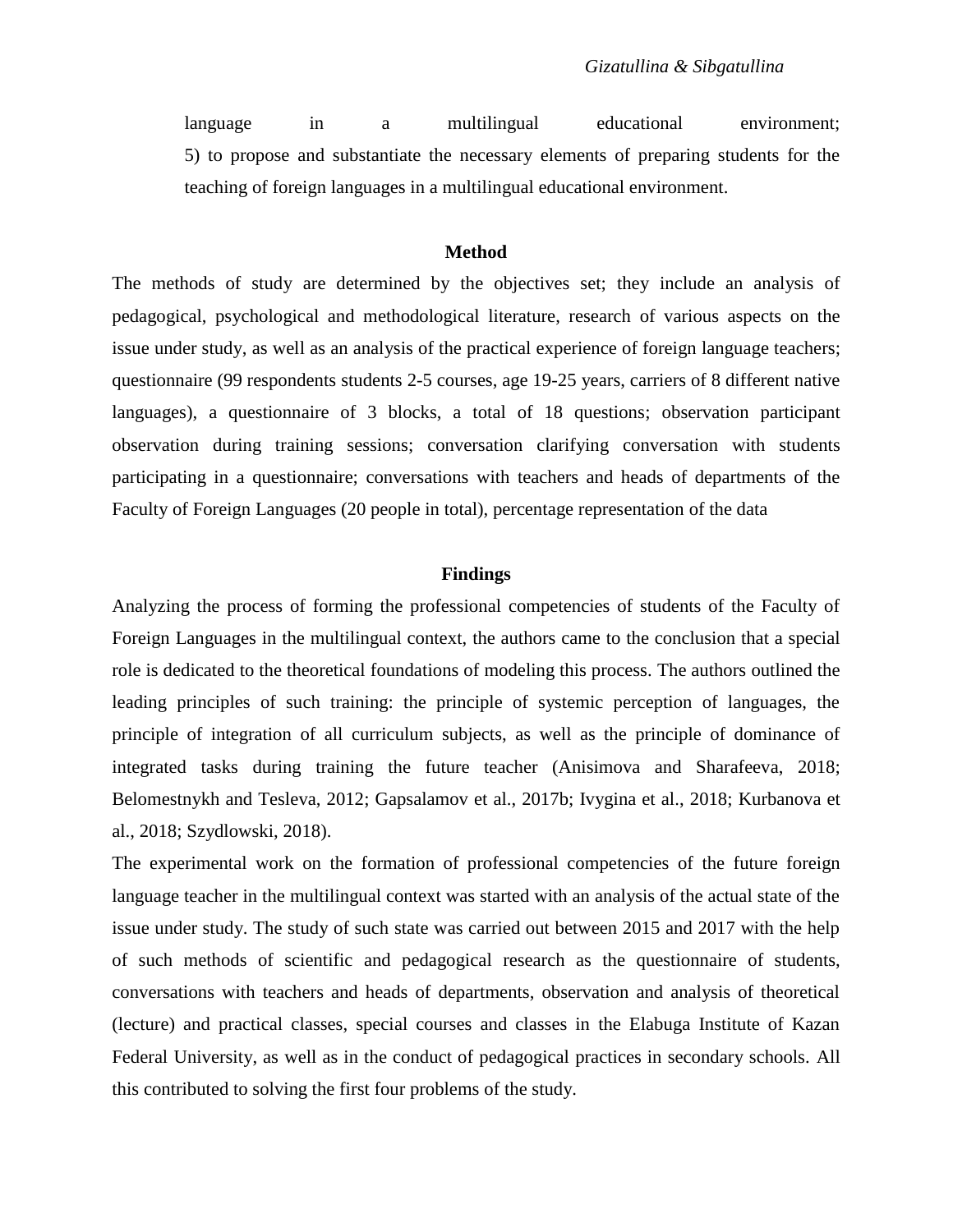language in a multilingual educational environment;
5) to propose and substantiate the necessary elements of preparing students for the teaching of foreign languages in a multilingual educational environment.

## Method

The methods of study are determined by the objectives set; they include an analysis of pedagogical, psychological and methodological literature, research of various aspects on the issue under study, as well as an analysis of the practical experience of foreign language teachers; questionnaire (99 respondents students 2-5 courses, age 19-25 years, carriers of 8 different native languages), a questionnaire of 3 blocks, a total of 18 questions; observation participant observation during training sessions; conversation clarifying conversation with students participating in a questionnaire; conversations with teachers and heads of departments of the Faculty of Foreign Languages (20 people in total), percentage representation of the data

## Findings

Analyzing the process of forming the professional competencies of students of the Faculty of Foreign Languages in the multilingual context, the authors came to the conclusion that a special role is dedicated to the theoretical foundations of modeling this process. The authors outlined the leading principles of such training: the principle of systemic perception of languages, the principle of integration of all curriculum subjects, as well as the principle of dominance of integrated tasks during training the future teacher (Anisimova and Sharafeeva, 2018; Belomestnykh and Tesleva, 2012; Gapsalamov et al., 2017b; Ivygina et al., 2018; Kurbanova et al., 2018; Szydlowski, 2018).

The experimental work on the formation of professional competencies of the future foreign language teacher in the multilingual context was started with an analysis of the actual state of the issue under study. The study of such state was carried out between 2015 and 2017 with the help of such methods of scientific and pedagogical research as the questionnaire of students, conversations with teachers and heads of departments, observation and analysis of theoretical (lecture) and practical classes, special courses and classes in the Elabuga Institute of Kazan Federal University, as well as in the conduct of pedagogical practices in secondary schools. All this contributed to solving the first four problems of the study.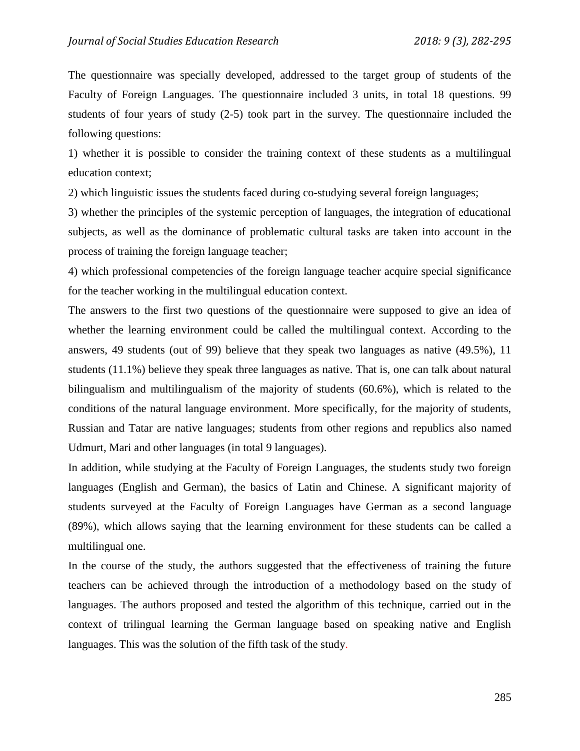The questionnaire was specially developed, addressed to the target group of students of the Faculty of Foreign Languages. The questionnaire included 3 units, in total 18 questions. 99 students of four years of study (2-5) took part in the survey. The questionnaire included the following questions:

1) whether it is possible to consider the training context of these students as a multilingual education context;

2) which linguistic issues the students faced during co-studying several foreign languages;

3) whether the principles of the systemic perception of languages, the integration of educational subjects, as well as the dominance of problematic cultural tasks are taken into account in the process of training the foreign language teacher;

4) which professional competencies of the foreign language teacher acquire special significance for the teacher working in the multilingual education context.

The answers to the first two questions of the questionnaire were supposed to give an idea of whether the learning environment could be called the multilingual context. According to the answers, 49 students (out of 99) believe that they speak two languages as native (49.5%), 11 students (11.1%) believe they speak three languages as native. That is, one can talk about natural bilingualism and multilingualism of the majority of students (60.6%), which is related to the conditions of the natural language environment. More specifically, for the majority of students, Russian and Tatar are native languages; students from other regions and republics also named Udmurt, Mari and other languages (in total 9 languages).

In addition, while studying at the Faculty of Foreign Languages, the students study two foreign languages (English and German), the basics of Latin and Chinese. A significant majority of students surveyed at the Faculty of Foreign Languages have German as a second language (89%), which allows saying that the learning environment for these students can be called a multilingual one.

In the course of the study, the authors suggested that the effectiveness of training the future teachers can be achieved through the introduction of a methodology based on the study of languages. The authors proposed and tested the algorithm of this technique, carried out in the context of trilingual learning the German language based on speaking native and English languages. This was the solution of the fifth task of the study.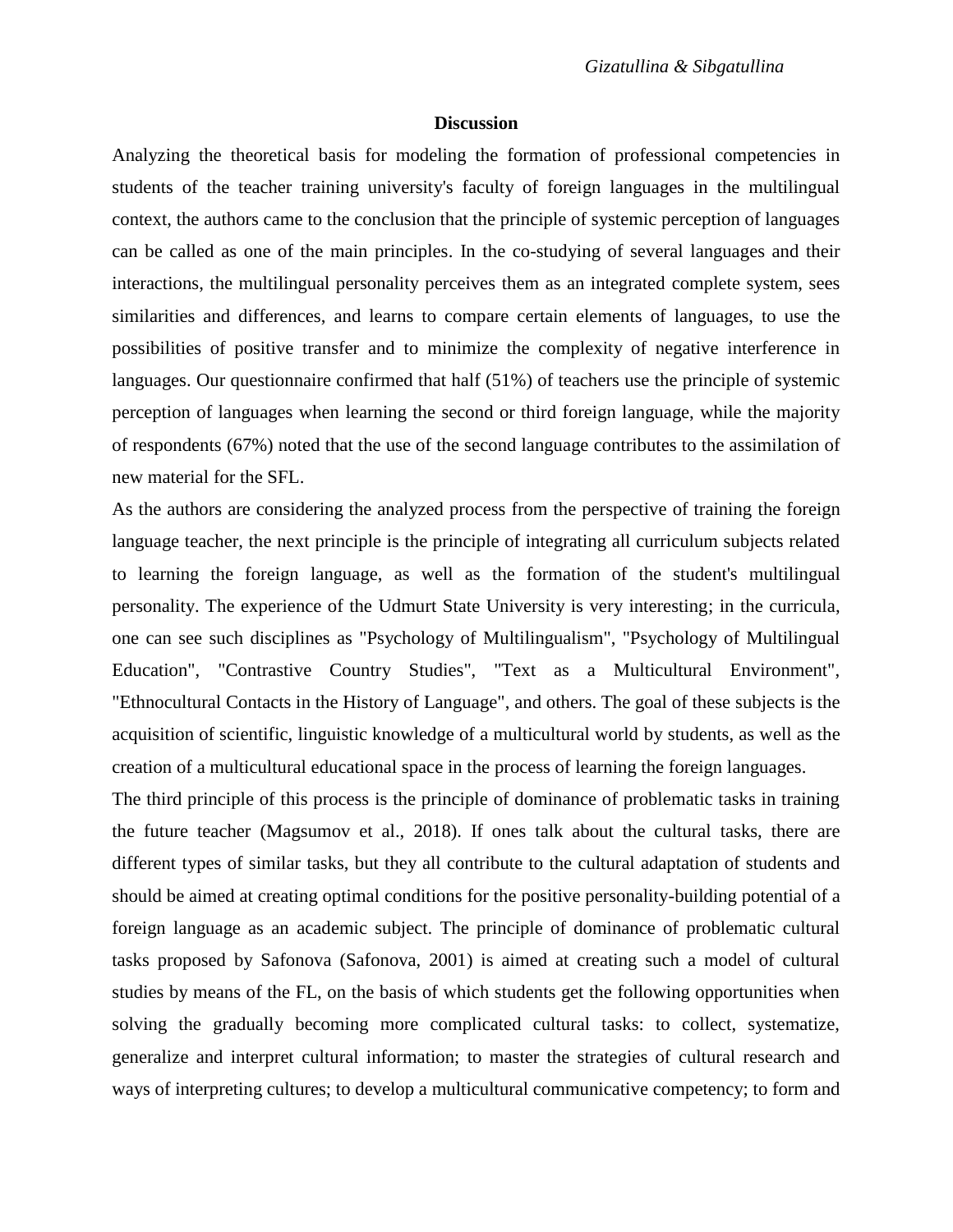## Discussion

Analyzing the theoretical basis for modeling the formation of professional competencies in students of the teacher training university's faculty of foreign languages in the multilingual context, the authors came to the conclusion that the principle of systemic perception of languages can be called as one of the main principles. In the co-studying of several languages and their interactions, the multilingual personality perceives them as an integrated complete system, sees similarities and differences, and learns to compare certain elements of languages, to use the possibilities of positive transfer and to minimize the complexity of negative interference in languages. Our questionnaire confirmed that half (51%) of teachers use the principle of systemic perception of languages when learning the second or third foreign language, while the majority of respondents (67%) noted that the use of the second language contributes to the assimilation of new material for the SFL.

As the authors are considering the analyzed process from the perspective of training the foreign language teacher, the next principle is the principle of integrating all curriculum subjects related to learning the foreign language, as well as the formation of the student's multilingual personality. The experience of the Udmurt State University is very interesting; in the curricula, one can see such disciplines as "Psychology of Multilingualism", "Psychology of Multilingual Education", "Contrastive Country Studies", "Text as a Multicultural Environment", "Ethnocultural Contacts in the History of Language", and others. The goal of these subjects is the acquisition of scientific, linguistic knowledge of a multicultural world by students, as well as the creation of a multicultural educational space in the process of learning the foreign languages.

The third principle of this process is the principle of dominance of problematic tasks in training the future teacher (Magsumov et al., 2018). If ones talk about the cultural tasks, there are different types of similar tasks, but they all contribute to the cultural adaptation of students and should be aimed at creating optimal conditions for the positive personality-building potential of a foreign language as an academic subject. The principle of dominance of problematic cultural tasks proposed by Safonova (Safonova, 2001) is aimed at creating such a model of cultural studies by means of the FL, on the basis of which students get the following opportunities when solving the gradually becoming more complicated cultural tasks: to collect, systematize, generalize and interpret cultural information; to master the strategies of cultural research and ways of interpreting cultures; to develop a multicultural communicative competency; to form and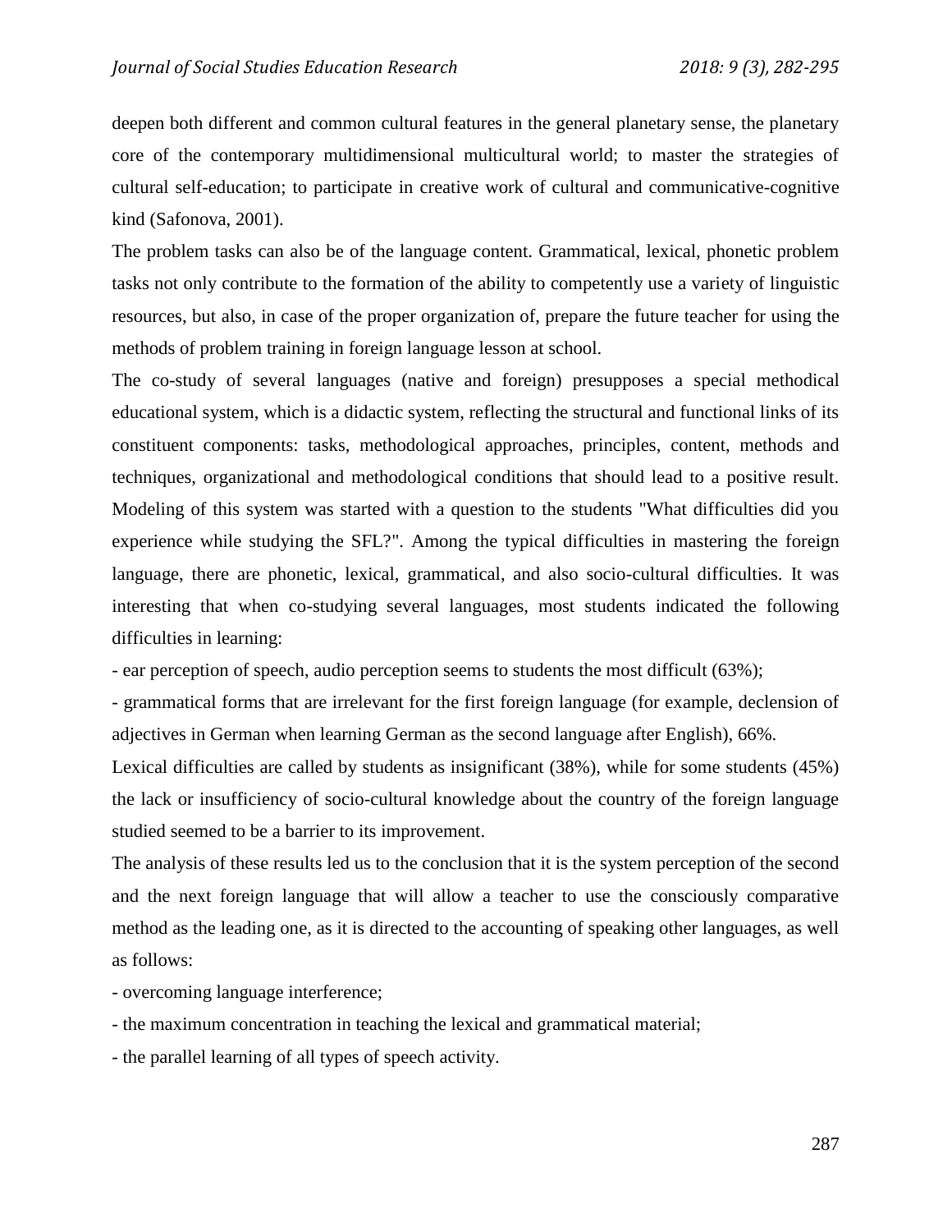deepen both different and common cultural features in the general planetary sense, the planetary core of the contemporary multidimensional multicultural world; to master the strategies of cultural self-education; to participate in creative work of cultural and communicative-cognitive kind (Safonova, 2001).

The problem tasks can also be of the language content. Grammatical, lexical, phonetic problem tasks not only contribute to the formation of the ability to competently use a variety of linguistic resources, but also, in case of the proper organization of, prepare the future teacher for using the methods of problem training in foreign language lesson at school.

The co-study of several languages (native and foreign) presupposes a special methodical educational system, which is a didactic system, reflecting the structural and functional links of its constituent components: tasks, methodological approaches, principles, content, methods and techniques, organizational and methodological conditions that should lead to a positive result. Modeling of this system was started with a question to the students "What difficulties did you experience while studying the SFL?". Among the typical difficulties in mastering the foreign language, there are phonetic, lexical, grammatical, and also socio-cultural difficulties. It was interesting that when co-studying several languages, most students indicated the following difficulties in learning:

- ear perception of speech, audio perception seems to students the most difficult (63%);
- grammatical forms that are irrelevant for the first foreign language (for example, declension of adjectives in German when learning German as the second language after English), 66%.

Lexical difficulties are called by students as insignificant (38%), while for some students (45%) the lack or insufficiency of socio-cultural knowledge about the country of the foreign language studied seemed to be a barrier to its improvement.

The analysis of these results led us to the conclusion that it is the system perception of the second and the next foreign language that will allow a teacher to use the consciously comparative method as the leading one, as it is directed to the accounting of speaking other languages, as well as follows:

- overcoming language interference;
- the maximum concentration in teaching the lexical and grammatical material;
- the parallel learning of all types of speech activity.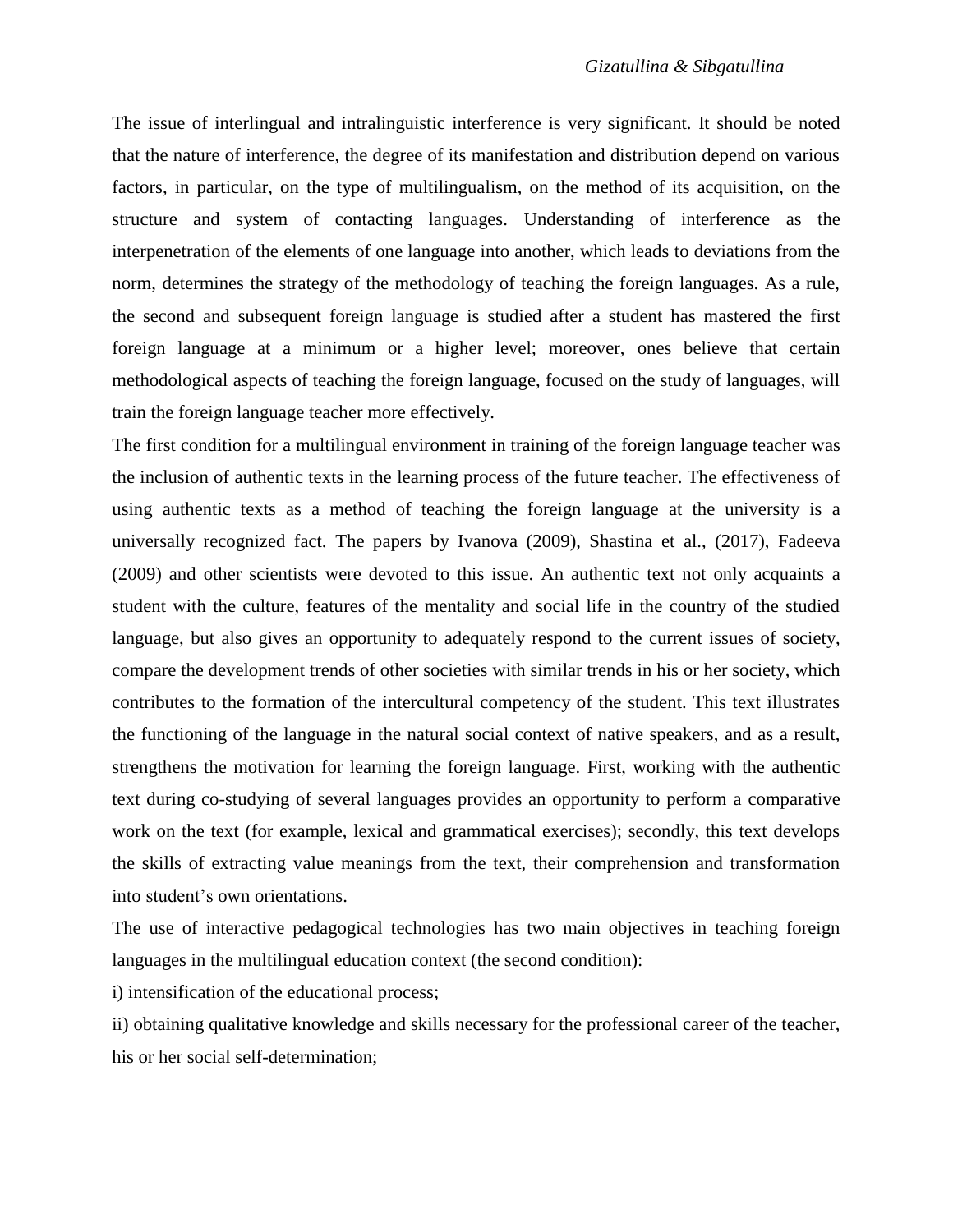The issue of interlingual and intralinguistic interference is very significant. It should be noted that the nature of interference, the degree of its manifestation and distribution depend on various factors, in particular, on the type of multilingualism, on the method of its acquisition, on the structure and system of contacting languages. Understanding of interference as the interpenetration of the elements of one language into another, which leads to deviations from the norm, determines the strategy of the methodology of teaching the foreign languages. As a rule, the second and subsequent foreign language is studied after a student has mastered the first foreign language at a minimum or a higher level; moreover, ones believe that certain methodological aspects of teaching the foreign language, focused on the study of languages, will train the foreign language teacher more effectively.

The first condition for a multilingual environment in training of the foreign language teacher was the inclusion of authentic texts in the learning process of the future teacher. The effectiveness of using authentic texts as a method of teaching the foreign language at the university is a universally recognized fact. The papers by Ivanova (2009), Shastina et al., (2017), Fadeeva (2009) and other scientists were devoted to this issue. An authentic text not only acquaints a student with the culture, features of the mentality and social life in the country of the studied language, but also gives an opportunity to adequately respond to the current issues of society, compare the development trends of other societies with similar trends in his or her society, which contributes to the formation of the intercultural competency of the student. This text illustrates the functioning of the language in the natural social context of native speakers, and as a result, strengthens the motivation for learning the foreign language. First, working with the authentic text during co-studying of several languages provides an opportunity to perform a comparative work on the text (for example, lexical and grammatical exercises); secondly, this text develops the skills of extracting value meanings from the text, their comprehension and transformation into student's own orientations.

The use of interactive pedagogical technologies has two main objectives in teaching foreign languages in the multilingual education context (the second condition):

i) intensification of the educational process;

ii) obtaining qualitative knowledge and skills necessary for the professional career of the teacher, his or her social self-determination;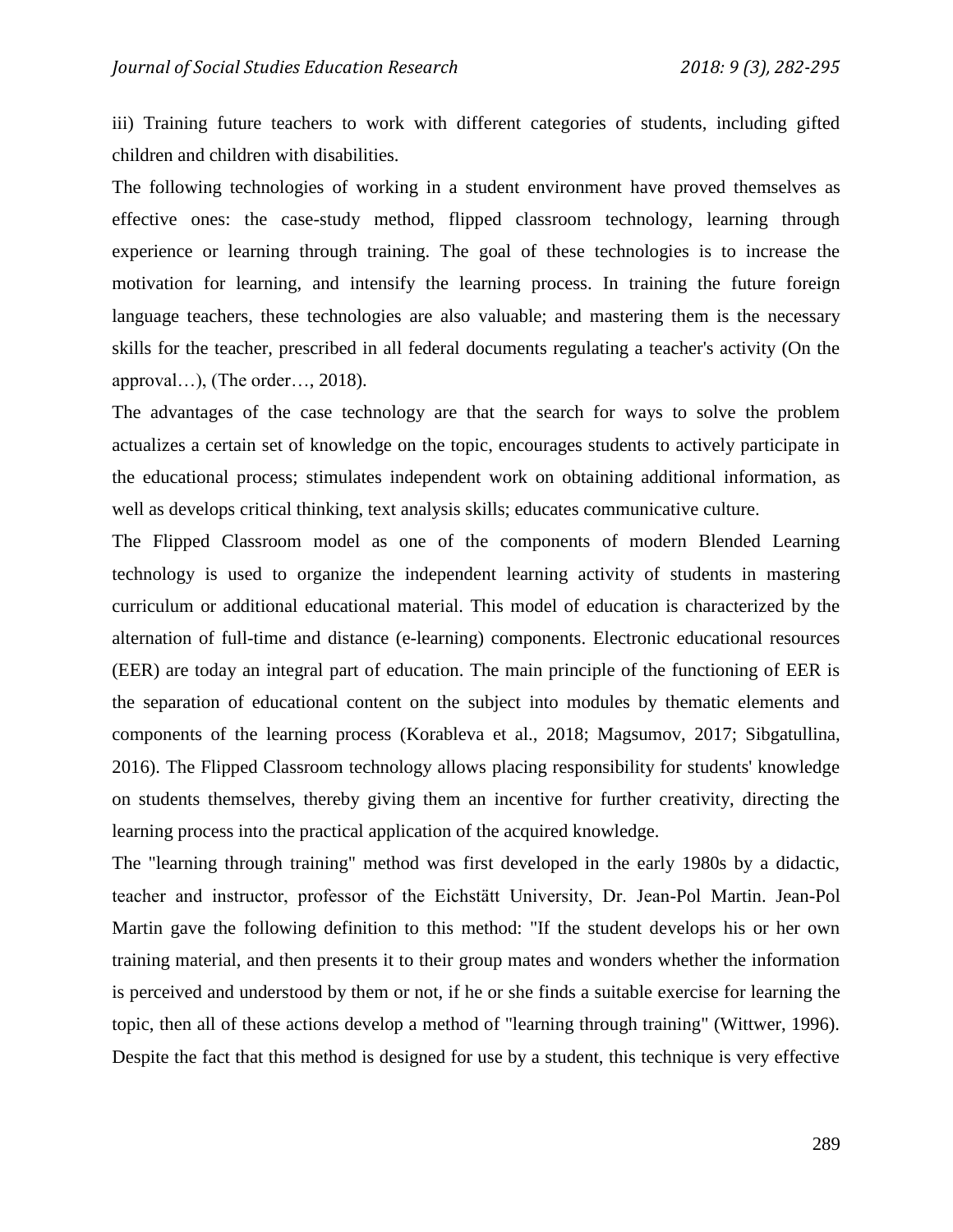iii) Training future teachers to work with different categories of students, including gifted children and children with disabilities.

The following technologies of working in a student environment have proved themselves as effective ones: the case-study method, flipped classroom technology, learning through experience or learning through training. The goal of these technologies is to increase the motivation for learning, and intensify the learning process. In training the future foreign language teachers, these technologies are also valuable; and mastering them is the necessary skills for the teacher, prescribed in all federal documents regulating a teacher's activity (On the approval…), (The order…, 2018).

The advantages of the case technology are that the search for ways to solve the problem actualizes a certain set of knowledge on the topic, encourages students to actively participate in the educational process; stimulates independent work on obtaining additional information, as well as develops critical thinking, text analysis skills; educates communicative culture.

The Flipped Classroom model as one of the components of modern Blended Learning technology is used to organize the independent learning activity of students in mastering curriculum or additional educational material. This model of education is characterized by the alternation of full-time and distance (e-learning) components. Electronic educational resources (EER) are today an integral part of education. The main principle of the functioning of EER is the separation of educational content on the subject into modules by thematic elements and components of the learning process (Korableva et al., 2018; Magsumov, 2017; Sibgatullina, 2016). The Flipped Classroom technology allows placing responsibility for students' knowledge on students themselves, thereby giving them an incentive for further creativity, directing the learning process into the practical application of the acquired knowledge.

The "learning through training" method was first developed in the early 1980s by a didactic, teacher and instructor, professor of the Eichstätt University, Dr. Jean-Pol Martin. Jean-Pol Martin gave the following definition to this method: "If the student develops his or her own training material, and then presents it to their group mates and wonders whether the information is perceived and understood by them or not, if he or she finds a suitable exercise for learning the topic, then all of these actions develop a method of "learning through training" (Wittwer, 1996). Despite the fact that this method is designed for use by a student, this technique is very effective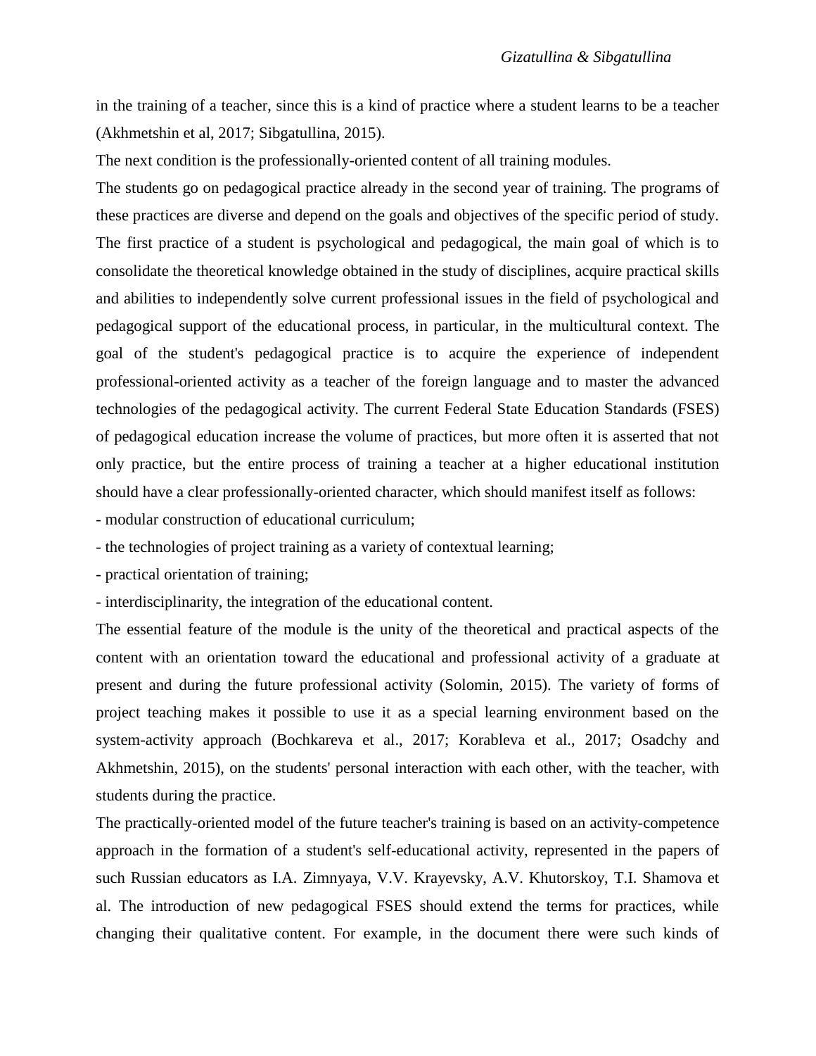in the training of a teacher, since this is a kind of practice where a student learns to be a teacher (Akhmetshin et al, 2017; Sibgatullina, 2015).

The next condition is the professionally-oriented content of all training modules.

The students go on pedagogical practice already in the second year of training. The programs of these practices are diverse and depend on the goals and objectives of the specific period of study. The first practice of a student is psychological and pedagogical, the main goal of which is to consolidate the theoretical knowledge obtained in the study of disciplines, acquire practical skills and abilities to independently solve current professional issues in the field of psychological and pedagogical support of the educational process, in particular, in the multicultural context. The goal of the student's pedagogical practice is to acquire the experience of independent professional-oriented activity as a teacher of the foreign language and to master the advanced technologies of the pedagogical activity. The current Federal State Education Standards (FSES) of pedagogical education increase the volume of practices, but more often it is asserted that not only practice, but the entire process of training a teacher at a higher educational institution should have a clear professionally-oriented character, which should manifest itself as follows:

- modular construction of educational curriculum;
- the technologies of project training as a variety of contextual learning;
- practical orientation of training;
- interdisciplinarity, the integration of the educational content.

The essential feature of the module is the unity of the theoretical and practical aspects of the content with an orientation toward the educational and professional activity of a graduate at present and during the future professional activity (Solomin, 2015). The variety of forms of project teaching makes it possible to use it as a special learning environment based on the system-activity approach (Bochkareva et al., 2017; Korableva et al., 2017; Osadchy and Akhmetshin, 2015), on the students' personal interaction with each other, with the teacher, with students during the practice.

The practically-oriented model of the future teacher's training is based on an activity-competence approach in the formation of a student's self-educational activity, represented in the papers of such Russian educators as I.A. Zimnyaya, V.V. Krayevsky, A.V. Khutorskoy, T.I. Shamova et al. The introduction of new pedagogical FSES should extend the terms for practices, while changing their qualitative content. For example, in the document there were such kinds of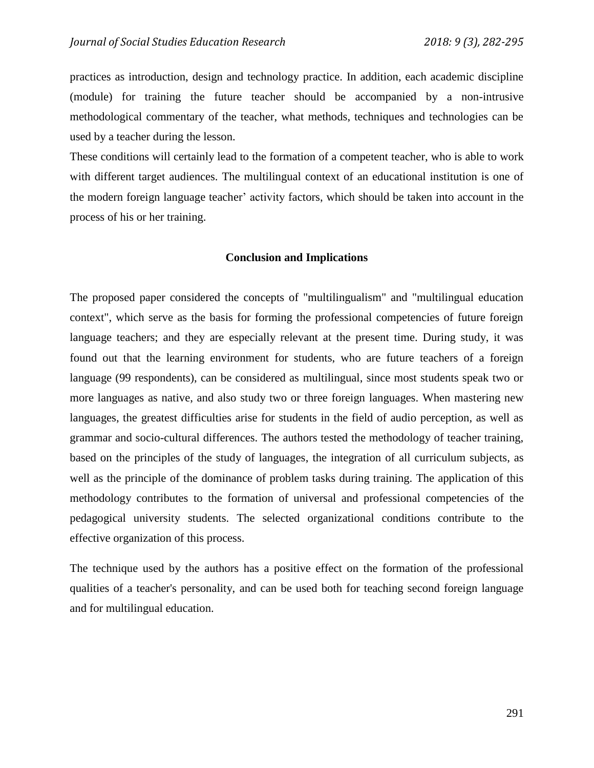practices as introduction, design and technology practice. In addition, each academic discipline (module) for training the future teacher should be accompanied by a non-intrusive methodological commentary of the teacher, what methods, techniques and technologies can be used by a teacher during the lesson.

These conditions will certainly lead to the formation of a competent teacher, who is able to work with different target audiences. The multilingual context of an educational institution is one of the modern foreign language teacher' activity factors, which should be taken into account in the process of his or her training.

## Conclusion and Implications

The proposed paper considered the concepts of "multilingualism" and "multilingual education context", which serve as the basis for forming the professional competencies of future foreign language teachers; and they are especially relevant at the present time. During study, it was found out that the learning environment for students, who are future teachers of a foreign language (99 respondents), can be considered as multilingual, since most students speak two or more languages as native, and also study two or three foreign languages. When mastering new languages, the greatest difficulties arise for students in the field of audio perception, as well as grammar and socio-cultural differences. The authors tested the methodology of teacher training, based on the principles of the study of languages, the integration of all curriculum subjects, as well as the principle of the dominance of problem tasks during training. The application of this methodology contributes to the formation of universal and professional competencies of the pedagogical university students. The selected organizational conditions contribute to the effective organization of this process.

The technique used by the authors has a positive effect on the formation of the professional qualities of a teacher's personality, and can be used both for teaching second foreign language and for multilingual education.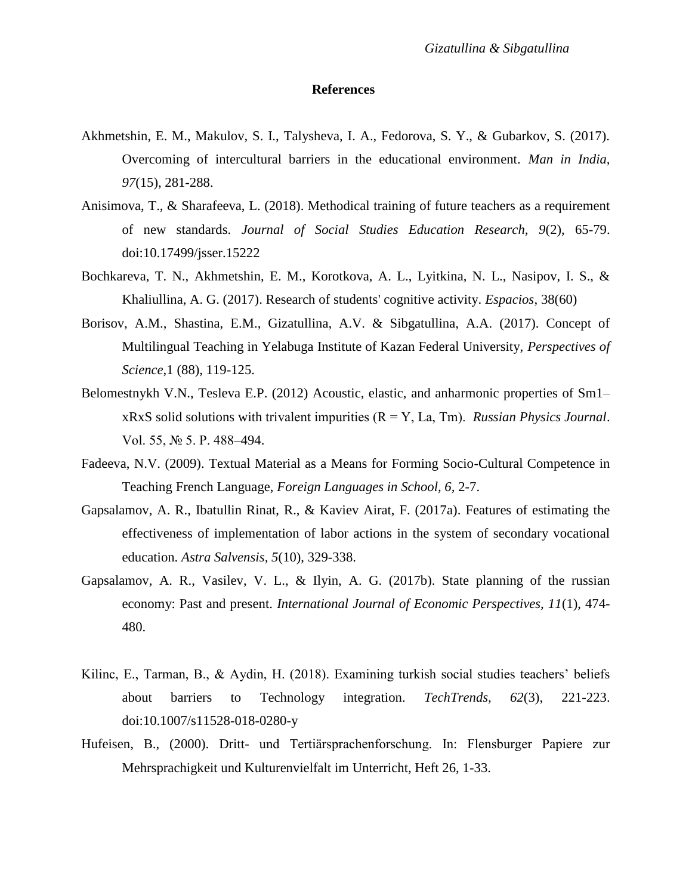## References

Akhmetshin, E. M., Makulov, S. I., Talysheva, I. A., Fedorova, S. Y., & Gubarkov, S. (2017). Overcoming of intercultural barriers in the educational environment. *Man in India, 97*(15), 281-288.

Anisimova, T., & Sharafeeva, L. (2018). Methodical training of future teachers as a requirement of new standards. *Journal of Social Studies Education Research, 9*(2), 65-79. doi:10.17499/jsser.15222

Bochkareva, T. N., Akhmetshin, E. M., Korotkova, A. L., Lyitkina, N. L., Nasipov, I. S., & Khaliullina, A. G. (2017). Research of students' cognitive activity. *Espacios*, 38(60)

Borisov, A.M., Shastina, E.M., Gizatullina, A.V. & Sibgatullina, A.A. (2017). Concept of Multilingual Teaching in Yelabuga Institute of Kazan Federal University, *Perspectives of Science,*1 (88), 119-125.

Belomestnykh V.N., Tesleva E.P. (2012) Acoustic, elastic, and anharmonic properties of Sm1–xRxS solid solutions with trivalent impurities (R = Y, La, Tm). *Russian Physics Journal*. Vol. 55, № 5. P. 488–494.

Fadeeva, N.V. (2009). Textual Material as a Means for Forming Socio-Cultural Competence in Teaching French Language, *Foreign Languages in School, 6,* 2-7.

Gapsalamov, A. R., Ibatullin Rinat, R., & Kaviev Airat, F. (2017a). Features of estimating the effectiveness of implementation of labor actions in the system of secondary vocational education. *Astra Salvensis, 5*(10), 329-338.

Gapsalamov, A. R., Vasilev, V. L., & Ilyin, A. G. (2017b). State planning of the russian economy: Past and present. *International Journal of Economic Perspectives, 11*(1), 474-480.

Kilinc, E., Tarman, B., & Aydin, H. (2018). Examining turkish social studies teachers' beliefs about barriers to Technology integration. *TechTrends, 62*(3), 221-223. doi:10.1007/s11528-018-0280-y

Hufeisen, B., (2000). Dritt- und Tertiärsprachenforschung. In: Flensburger Papiere zur Mehrsprachigkeit und Kulturenvielfalt im Unterricht, Heft 26, 1-33.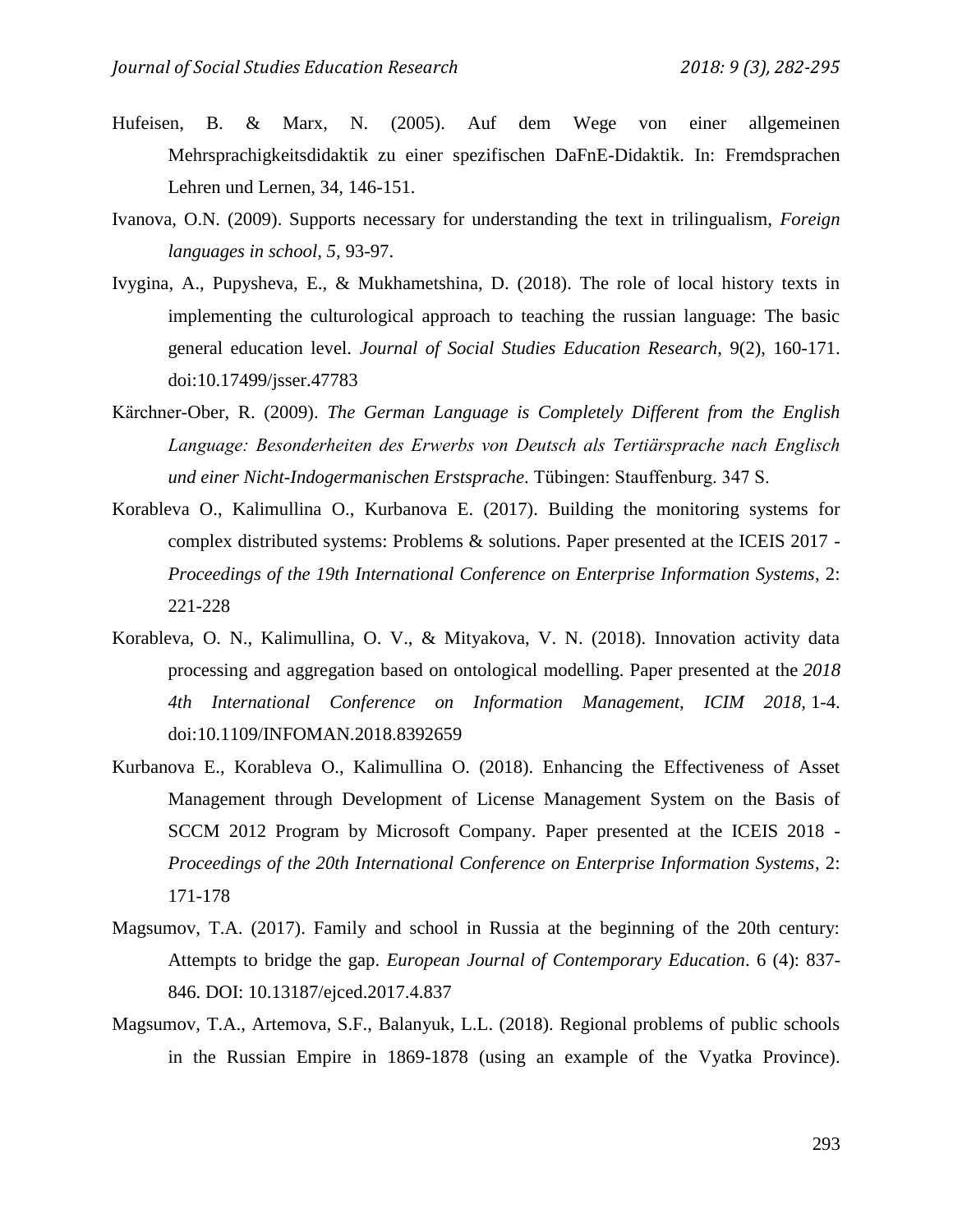Hufeisen, B. & Marx, N. (2005). Auf dem Wege von einer allgemeinen Mehrsprachigkeitsdidaktik zu einer spezifischen DaFnE-Didaktik. In: Fremdsprachen Lehren und Lernen, 34, 146-151.

Ivanova, O.N. (2009). Supports necessary for understanding the text in trilingualism, *Foreign languages in school*, *5*, 93-97.

Ivygina, A., Pupysheva, E., & Mukhametshina, D. (2018). The role of local history texts in implementing the culturological approach to teaching the russian language: The basic general education level. *Journal of Social Studies Education Research*, 9(2), 160-171. doi:10.17499/jsser.47783

Kärchner-Ober, R. (2009). *The German Language is Completely Different from the English Language: Besonderheiten des Erwerbs von Deutsch als Tertiärsprache nach Englisch und einer Nicht-Indogermanischen Erstsprache*. Tübingen: Stauffenburg. 347 S.

Korableva O., Kalimullina O., Kurbanova E. (2017). Building the monitoring systems for complex distributed systems: Problems & solutions. Paper presented at the ICEIS 2017 - *Proceedings of the 19th International Conference on Enterprise Information Systems*, 2: 221-228

Korableva, O. N., Kalimullina, O. V., & Mityakova, V. N. (2018). Innovation activity data processing and aggregation based on ontological modelling. Paper presented at the *2018 4th International Conference on Information Management, ICIM 2018*, 1-4. doi:10.1109/INFOMAN.2018.8392659

Kurbanova E., Korableva O., Kalimullina O. (2018). Enhancing the Effectiveness of Asset Management through Development of License Management System on the Basis of SCCM 2012 Program by Microsoft Company. Paper presented at the ICEIS 2018 - *Proceedings of the 20th International Conference on Enterprise Information Systems*, 2: 171-178

Magsumov, T.A. (2017). Family and school in Russia at the beginning of the 20th century: Attempts to bridge the gap. *European Journal of Contemporary Education*. 6 (4): 837-846. DOI: 10.13187/ejced.2017.4.837

Magsumov, T.A., Artemova, S.F., Balanyuk, L.L. (2018). Regional problems of public schools in the Russian Empire in 1869-1878 (using an example of the Vyatka Province).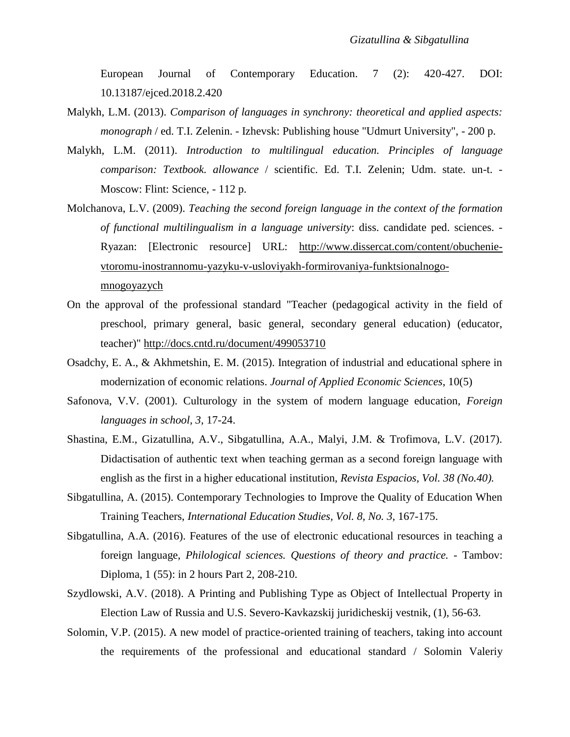European Journal of Contemporary Education. 7 (2): 420-427. DOI: 10.13187/ejced.2018.2.420

Malykh, L.M. (2013). *Comparison of languages in synchrony: theoretical and applied aspects: monograph* / ed. T.I. Zelenin. - Izhevsk: Publishing house "Udmurt University", - 200 p.

Malykh, L.M. (2011). *Introduction to multilingual education. Principles of language comparison: Textbook. allowance* / scientific. Ed. T.I. Zelenin; Udm. state. un-t. - Moscow: Flint: Science, - 112 p.

Molchanova, L.V. (2009). *Teaching the second foreign language in the context of the formation of functional multilingualism in a language university*: diss. candidate ped. sciences. - Ryazan: [Electronic resource] URL: http://www.dissercat.com/content/obuchenie-vtoromu-inostrannomu-yazyku-v-usloviyakh-formirovaniya-funktsionalnogo-mnogoyazych

On the approval of the professional standard "Teacher (pedagogical activity in the field of preschool, primary general, basic general, secondary general education) (educator, teacher)" http://docs.cntd.ru/document/499053710

Osadchy, E. A., & Akhmetshin, E. M. (2015). Integration of industrial and educational sphere in modernization of economic relations. *Journal of Applied Economic Sciences*, 10(5)

Safonova, V.V. (2001). Culturology in the system of modern language education, *Foreign languages in school, 3,* 17-24.

Shastina, E.M., Gizatullina, A.V., Sibgatullina, A.A., Malyi, J.M. & Trofimova, L.V. (2017). Didactisation of authentic text when teaching german as a second foreign language with english as the first in a higher educational institution, *Revista Espacios, Vol. 38 (No.40).*

Sibgatullina, A. (2015). Contemporary Technologies to Improve the Quality of Education When Training Teachers, *International Education Studies, Vol. 8, No. 3,* 167-175.

Sibgatullina, A.A. (2016). Features of the use of electronic educational resources in teaching a foreign language, *Philological sciences. Questions of theory and practice.* - Tambov: Diploma, 1 (55): in 2 hours Part 2, 208-210.

Szydlowski, A.V. (2018). A Printing and Publishing Type as Object of Intellectual Property in Election Law of Russia and U.S. Severo-Kavkazskij juridicheskij vestnik, (1), 56-63.

Solomin, V.P. (2015). A new model of practice-oriented training of teachers, taking into account the requirements of the professional and educational standard / Solomin Valeriy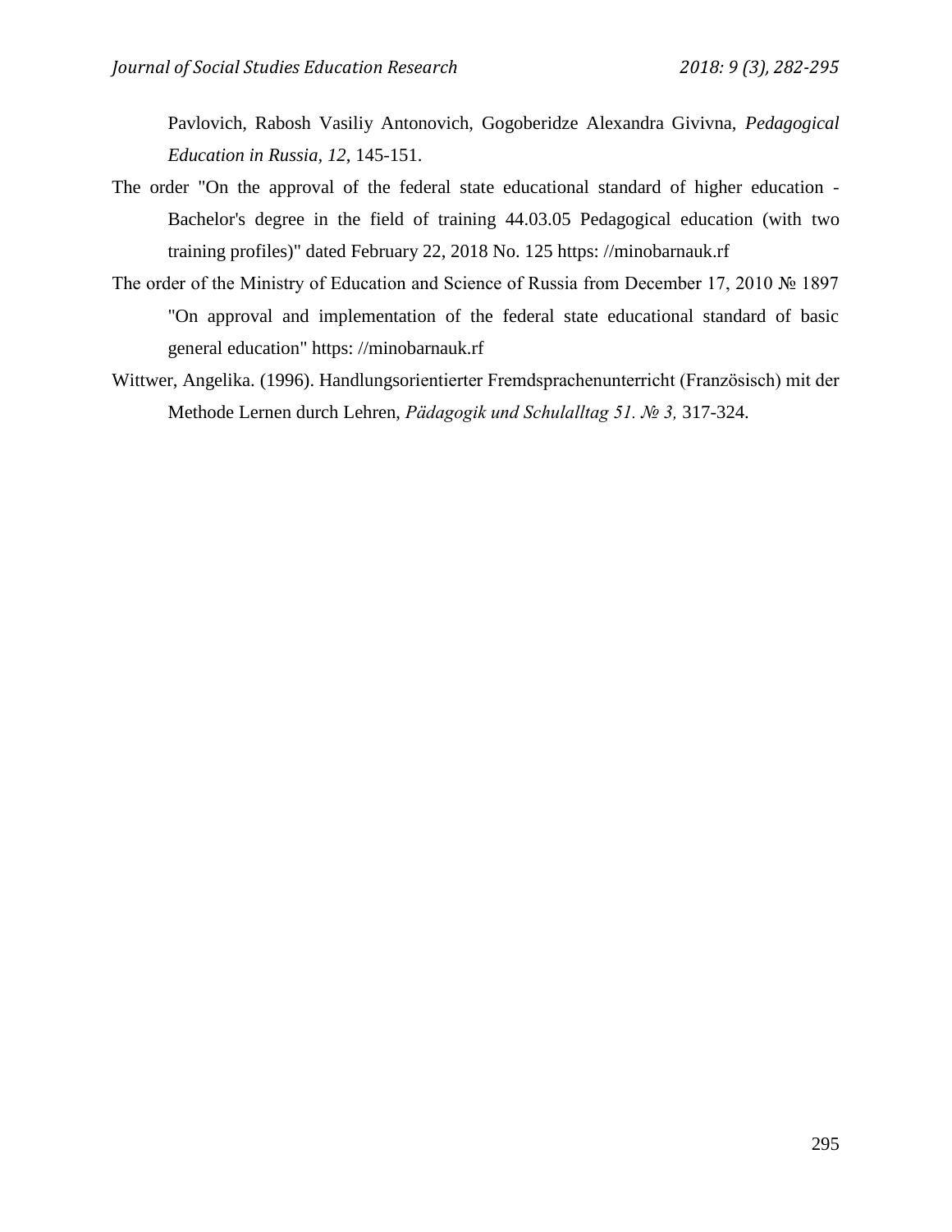Pavlovich, Rabosh Vasiliy Antonovich, Gogoberidze Alexandra Givivna, *Pedagogical Education in Russia, 12*, 145-151.

The order "On the approval of the federal state educational standard of higher education - Bachelor's degree in the field of training 44.03.05 Pedagogical education (with two training profiles)" dated February 22, 2018 No. 125 https: //minobarnauk.rf

The order of the Ministry of Education and Science of Russia from December 17, 2010 № 1897 "On approval and implementation of the federal state educational standard of basic general education" https: //minobarnauk.rf

Wittwer, Angelika. (1996). Handlungsorientierter Fremdsprachenunterricht (Französisch) mit der Methode Lernen durch Lehren, *Pädagogik und Schulalltag 51. № 3,* 317-324.